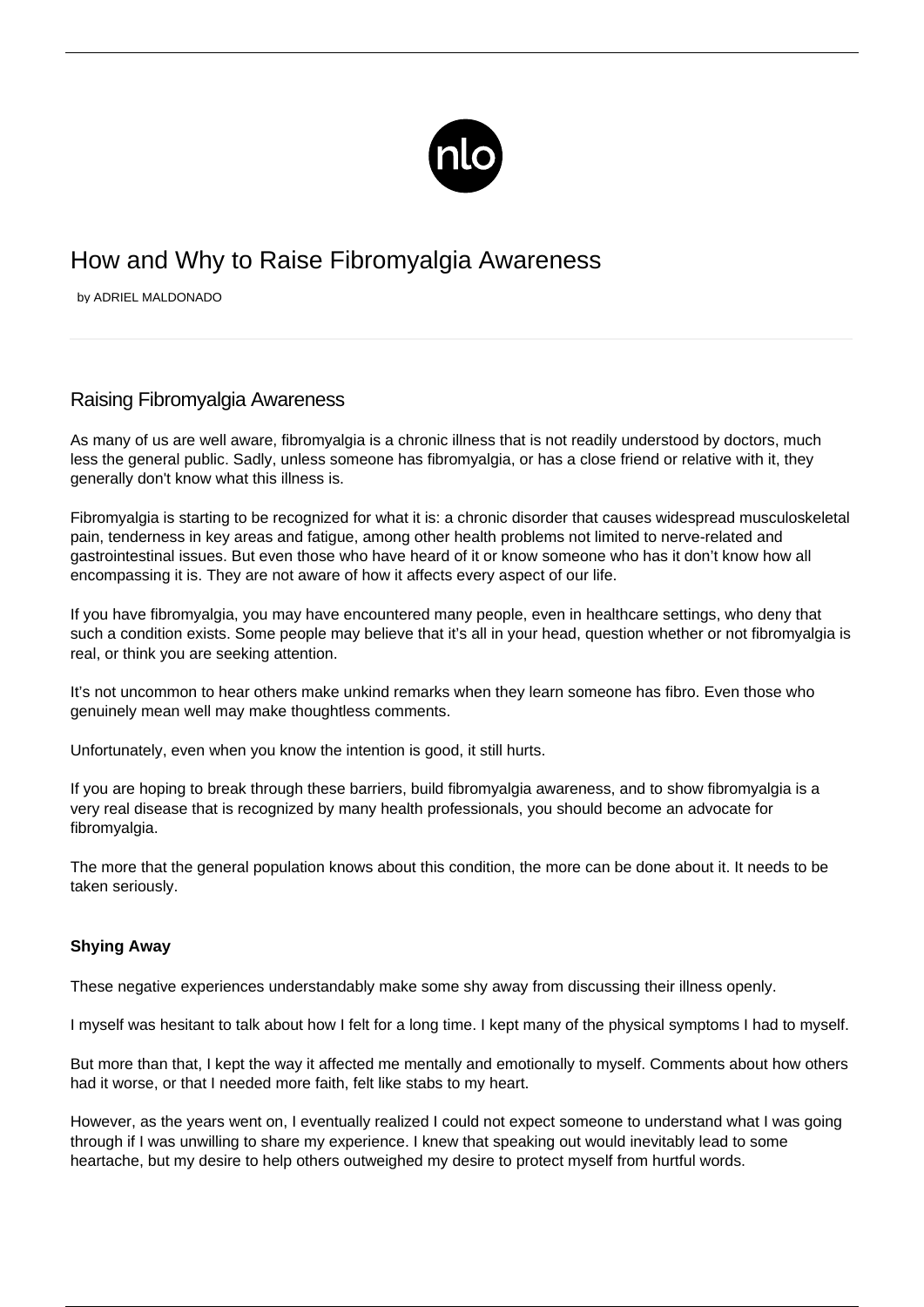# How and Why to Raise Fibromyalgia Awareness

by ADRIEL MALDONADO

## Raising Fibromyalgia Awareness

As many of us are well aware, fibromyalgia is a chronic illness that is not readily understood by doctors, much less the general public. Sadly, unless someone has fibromyalgia, or has a close friend or relative with it, they generally don't know what this illness is.

Fibromyalgia is starting to be recognized for what it is: a chronic disorder that causes widespread musculoskeletal pain, tenderness in key areas and fatigue, among other health problems not limited to nerve-related and gastrointestinal issues. But even those who have heard of it or know someone who has it don't know how all encompassing it is. They are not aware of how it affects every aspect of our life.

If you have fibromyalgia, you may have encountered many people, even in healthcare settings, who deny that such a condition exists. Some people may believe that it's all in your head, question whether or not fibromyalgia is real, or think you are seeking attention.

It's not uncommon to hear others make unkind remarks when they learn someone has fibro. Even those who genuinely mean well may make thoughtless comments.

Unfortunately, even when you know the intention is good, it still hurts.

If you are hoping to break through these barriers, build fibromyalgia awareness, and to show fibromyalgia is a very real disease that is recognized by many health professionals, you should become an advocate for fibromyalgia.

The more that the general population knows about this condition, the more can be done about it. It needs to be taken seriously.

**Shying Away**

These negative experiences understandably make some shy away from discussing their illness openly.

I myself was hesitant to talk about how I felt for a long time. I kept many of the physical symptoms I had to myself.

But more than that, I kept the way it affected me mentally and emotionally to myself. Comments about how others had it worse, or that I needed more faith, felt like stabs to my heart.

However, as the years went on, I eventually realized I could not expect someone to understand what I was going through if I was unwilling to share my experience. I knew that speaking out would inevitably lead to some heartache, but my desire to help others outweighed my desire to protect myself from hurtful words.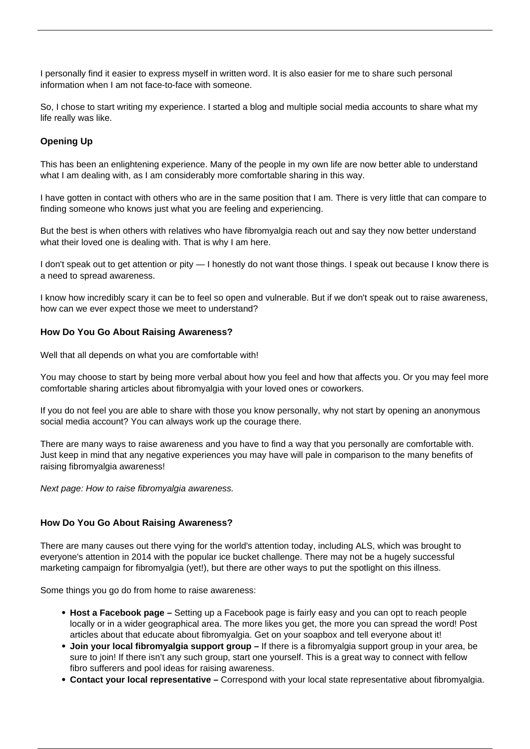I personally find it easier to express myself in written word. It is also easier for me to share such personal information when I am not face-to-face with someone.

So, I chose to start writing my experience. I started a blog and multiple social media accounts to share what my life really was like.

### Opening Up

This has been an enlightening experience. Many of the people in my own life are now better able to understand what I am dealing with, as I am considerably more comfortable sharing in this way.

I have gotten in contact with others who are in the same position that I am. There is very little that can compare to finding someone who knows just what you are feeling and experiencing.

But the best is when others with relatives who have fibromyalgia reach out and say they now better understand what their loved one is dealing with. That is why I am here.

I don't speak out to get attention or pity — I honestly do not want those things. I speak out because I know there is a need to spread awareness.

I know how incredibly scary it can be to feel so open and vulnerable. But if we don't speak out to raise awareness, how can we ever expect those we meet to understand?

### How Do You Go About Raising Awareness?

Well that all depends on what you are comfortable with!

You may choose to start by being more verbal about how you feel and how that affects you. Or you may feel more comfortable sharing articles about fibromyalgia with your loved ones or coworkers.

If you do not feel you are able to share with those you know personally, why not start by opening an anonymous social media account? You can always work up the courage there.

There are many ways to raise awareness and you have to find a way that you personally are comfortable with. Just keep in mind that any negative experiences you may have will pale in comparison to the many benefits of raising fibromyalgia awareness!

*Next page: How to raise fibromyalgia awareness.*

### How Do You Go About Raising Awareness?

There are many causes out there vying for the world's attention today, including ALS, which was brought to everyone's attention in 2014 with the popular ice bucket challenge. There may not be a hugely successful marketing campaign for fibromyalgia (yet!), but there are other ways to put the spotlight on this illness.

Some things you go do from home to raise awareness:

- **Host a Facebook page –** Setting up a Facebook page is fairly easy and you can opt to reach people locally or in a wider geographical area. The more likes you get, the more you can spread the word! Post articles about that educate about fibromyalgia. Get on your soapbox and tell everyone about it!
- **Join your local fibromyalgia support group –** If there is a fibromyalgia support group in your area, be sure to join! If there isn't any such group, start one yourself. This is a great way to connect with fellow fibro sufferers and pool ideas for raising awareness.
- **Contact your local representative –** Correspond with your local state representative about fibromyalgia.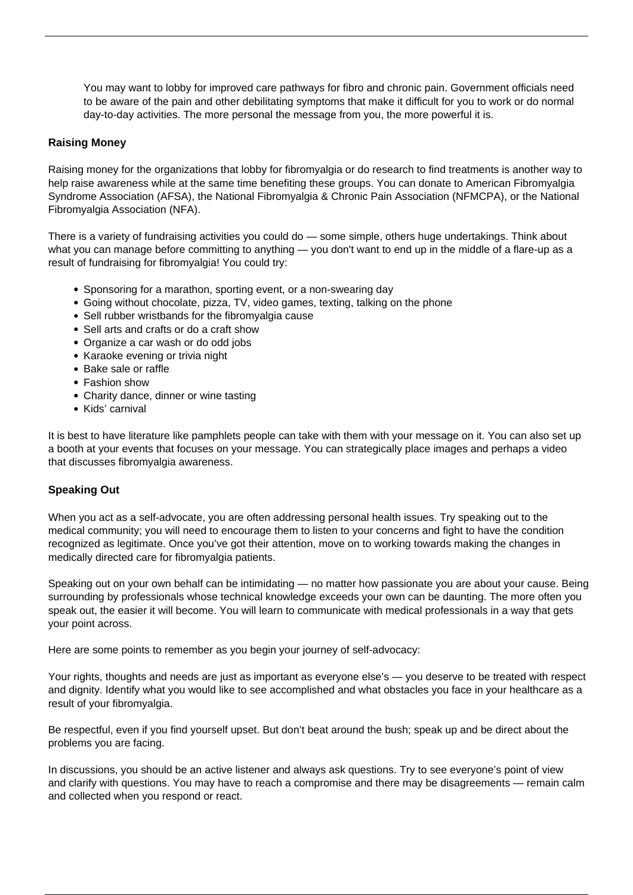> You may want to lobby for improved care pathways for fibro and chronic pain. Government officials need to be aware of the pain and other debilitating symptoms that make it difficult for you to work or do normal day-to-day activities. The more personal the message from you, the more powerful it is.

**Raising Money**

Raising money for the organizations that lobby for fibromyalgia or do research to find treatments is another way to help raise awareness while at the same time benefiting these groups. You can donate to American Fibromyalgia Syndrome Association (AFSA), the National Fibromyalgia & Chronic Pain Association (NFMCPA), or the National Fibromyalgia Association (NFA).

There is a variety of fundraising activities you could do — some simple, others huge undertakings. Think about what you can manage before committing to anything — you don't want to end up in the middle of a flare-up as a result of fundraising for fibromyalgia! You could try:

- Sponsoring for a marathon, sporting event, or a non-swearing day
- Going without chocolate, pizza, TV, video games, texting, talking on the phone
- Sell rubber wristbands for the fibromyalgia cause
- Sell arts and crafts or do a craft show
- Organize a car wash or do odd jobs
- Karaoke evening or trivia night
- Bake sale or raffle
- Fashion show
- Charity dance, dinner or wine tasting
- Kids' carnival

It is best to have literature like pamphlets people can take with them with your message on it. You can also set up a booth at your events that focuses on your message. You can strategically place images and perhaps a video that discusses fibromyalgia awareness.

**Speaking Out**

When you act as a self-advocate, you are often addressing personal health issues. Try speaking out to the medical community; you will need to encourage them to listen to your concerns and fight to have the condition recognized as legitimate. Once you've got their attention, move on to working towards making the changes in medically directed care for fibromyalgia patients.

Speaking out on your own behalf can be intimidating — no matter how passionate you are about your cause. Being surrounding by professionals whose technical knowledge exceeds your own can be daunting. The more often you speak out, the easier it will become. You will learn to communicate with medical professionals in a way that gets your point across.

Here are some points to remember as you begin your journey of self-advocacy:

Your rights, thoughts and needs are just as important as everyone else's — you deserve to be treated with respect and dignity. Identify what you would like to see accomplished and what obstacles you face in your healthcare as a result of your fibromyalgia.

Be respectful, even if you find yourself upset. But don't beat around the bush; speak up and be direct about the problems you are facing.

In discussions, you should be an active listener and always ask questions. Try to see everyone's point of view and clarify with questions. You may have to reach a compromise and there may be disagreements — remain calm and collected when you respond or react.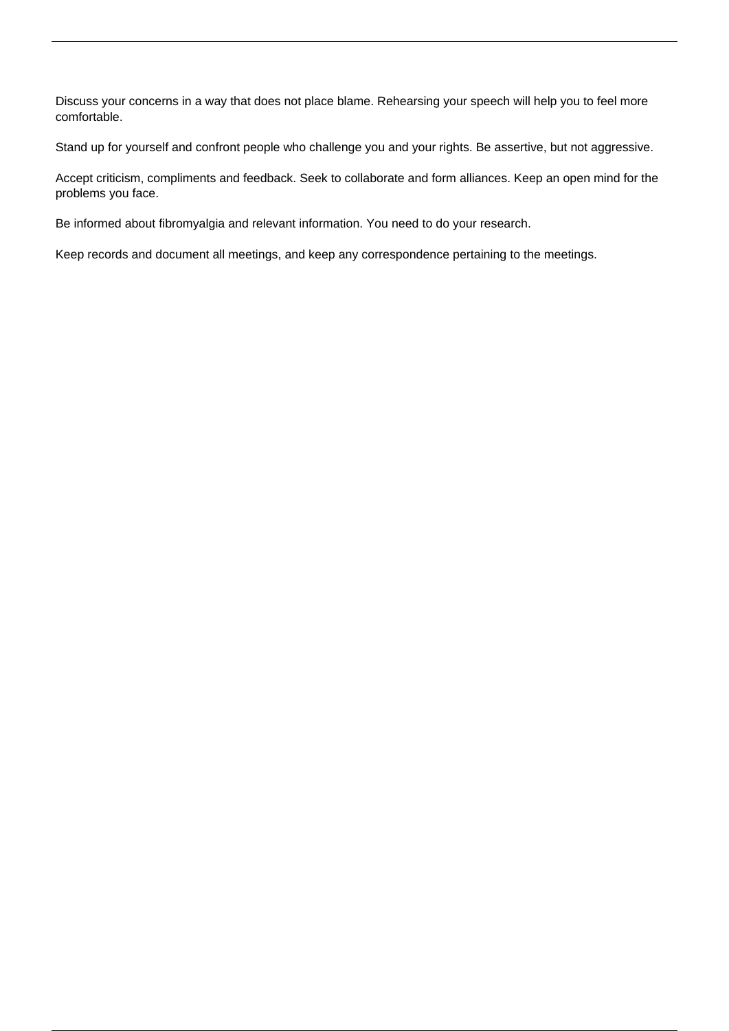Discuss your concerns in a way that does not place blame. Rehearsing your speech will help you to feel more comfortable.

Stand up for yourself and confront people who challenge you and your rights. Be assertive, but not aggressive.

Accept criticism, compliments and feedback. Seek to collaborate and form alliances. Keep an open mind for the problems you face.

Be informed about fibromyalgia and relevant information. You need to do your research.

Keep records and document all meetings, and keep any correspondence pertaining to the meetings.